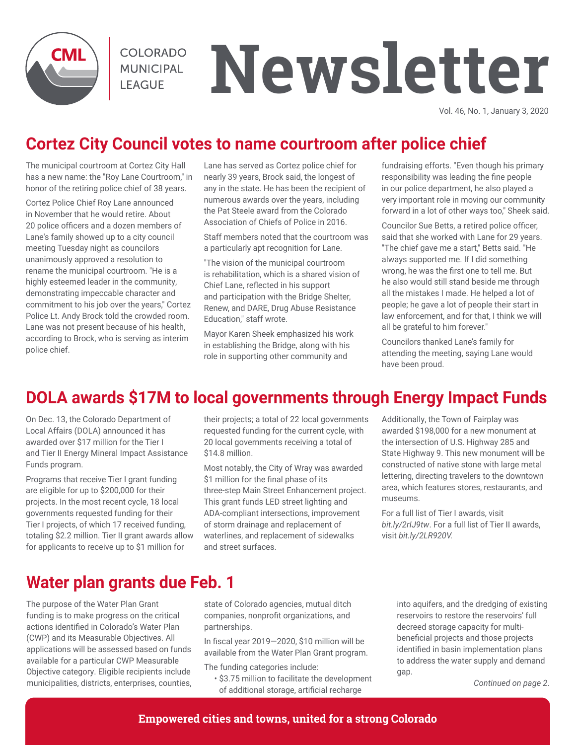# Newsletter

COLORADO MUNICIPAL LEAGUE

Vol. 46, No. 1, January 3, 2020

## Cortez City Council votes to name courtroom after police chief

The municipal courtroom at Cortez City Hall has a new name: the "Roy Lane Courtroom," in honor of the retiring police chief of 38 years.

Cortez Police Chief Roy Lane announced in November that he would retire. About 20 police officers and a dozen members of Lane's family showed up to a city council meeting Tuesday night as councilors unanimously approved a resolution to rename the municipal courtroom. "He is a highly esteemed leader in the community, demonstrating impeccable character and commitment to his job over the years," Cortez Police Lt. Andy Brock told the crowded room. Lane was not present because of his health, according to Brock, who is serving as interim police chief.

Lane has served as Cortez police chief for nearly 39 years, Brock said, the longest of any in the state. He has been the recipient of numerous awards over the years, including the Pat Steele award from the Colorado Association of Chiefs of Police in 2016.

Staff members noted that the courtroom was a particularly apt recognition for Lane.

"The vision of the municipal courtroom is rehabilitation, which is a shared vision of Chief Lane, reflected in his support and participation with the Bridge Shelter, Renew, and DARE, Drug Abuse Resistance Education," staff wrote.

Mayor Karen Sheek emphasized his work in establishing the Bridge, along with his role in supporting other community and fundraising efforts. "Even though his primary responsibility was leading the fine people in our police department, he also played a very important role in moving our community forward in a lot of other ways too," Sheek said.

Councilor Sue Betts, a retired police officer, said that she worked with Lane for 29 years. "The chief gave me a start," Betts said. "He always supported me. If I did something wrong, he was the first one to tell me. But he also would still stand beside me through all the mistakes I made. He helped a lot of people; he gave a lot of people their start in law enforcement, and for that, I think we will all be grateful to him forever."

Councilors thanked Lane's family for attending the meeting, saying Lane would have been proud.

## DOLA awards $17M to local governments through Energy Impact Funds

On Dec. 13, the Colorado Department of Local Affairs (DOLA) announced it has awarded over $17 million for the Tier I and Tier II Energy Mineral Impact Assistance Funds program.

Programs that receive Tier I grant funding are eligible for up to $200,000 for their projects. In the most recent cycle, 18 local governments requested funding for their Tier I projects, of which 17 received funding, totaling $2.2 million. Tier II grant awards allow for applicants to receive up to $1 million for their projects; a total of 22 local governments requested funding for the current cycle, with 20 local governments receiving a total of $14.8 million.

Most notably, the City of Wray was awarded $1 million for the final phase of its three-step Main Street Enhancement project. This grant funds LED street lighting and ADA-compliant intersections, improvement of storm drainage and replacement of waterlines, and replacement of sidewalks and street surfaces.

Additionally, the Town of Fairplay was awarded $198,000 for a new monument at the intersection of U.S. Highway 285 and State Highway 9. This new monument will be constructed of native stone with large metal lettering, directing travelers to the downtown area, which features stores, restaurants, and museums.

For a full list of Tier I awards, visit *bit.ly/2rlJ9tw*. For a full list of Tier II awards, visit *bit.ly/2LR920V.*

## Water plan grants due Feb. 1

The purpose of the Water Plan Grant funding is to make progress on the critical actions identified in Colorado's Water Plan (CWP) and its Measurable Objectives. All applications will be assessed based on funds available for a particular CWP Measurable Objective category. Eligible recipients include municipalities, districts, enterprises, counties, state of Colorado agencies, mutual ditch companies, nonprofit organizations, and partnerships.

In fiscal year 2019—2020, $10 million will be available from the Water Plan Grant program.

The funding categories include:

- $3.75 million to facilitate the development of additional storage, artificial recharge into aquifers, and the dredging of existing reservoirs to restore the reservoirs' full decreed storage capacity for multi-beneficial projects and those projects identified in basin implementation plans to address the water supply and demand gap.

*Continued on page 2.*

**Empowered cities and towns, united for a strong Colorado**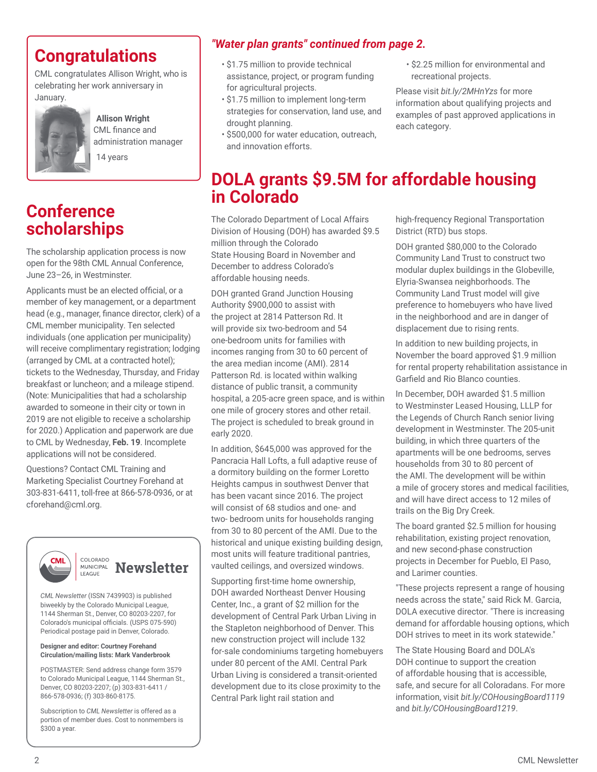## Congratulations

CML congratulates Allison Wright, who is celebrating her work anniversary in January.

**Allison Wright**
CML finance and administration manager
14 years

## Conference scholarships

The scholarship application process is now open for the 98th CML Annual Conference, June 23–26, in Westminster.

Applicants must be an elected official, or a member of key management, or a department head (e.g., manager, finance director, clerk) of a CML member municipality. Ten selected individuals (one application per municipality) will receive complimentary registration; lodging (arranged by CML at a contracted hotel); tickets to the Wednesday, Thursday, and Friday breakfast or luncheon; and a mileage stipend. (Note: Municipalities that had a scholarship awarded to someone in their city or town in 2019 are not eligible to receive a scholarship for 2020.) Application and paperwork are due to CML by Wednesday, **Feb. 19**. Incomplete applications will not be considered.

Questions? Contact CML Training and Marketing Specialist Courtney Forehand at 303-831-6411, toll-free at 866-578-0936, or at cforehand@cml.org.

COLORADO MUNICIPAL LEAGUE **Newsletter**

*CML Newsletter* (ISSN 7439903) is published biweekly by the Colorado Municipal League, 1144 Sherman St., Denver, CO 80203-2207, for Colorado's municipal officials. (USPS 075-590) Periodical postage paid in Denver, Colorado.

**Designer and editor: Courtney Forehand**
**Circulation/mailing lists: Mark Vanderbrook**

POSTMASTER: Send address change form 3579 to Colorado Municipal League, 1144 Sherman St., Denver, CO 80203-2207; (p) 303-831-6411 / 866-578-0936; (f) 303-860-8175.

Subscription to *CML Newsletter* is offered as a portion of member dues. Cost to nonmembers is $300 a year.

### *"Water plan grants" continued from page 2.*

- $1.75 million to provide technical assistance, project, or program funding for agricultural projects.
- $1.75 million to implement long-term strategies for conservation, land use, and drought planning.
- $500,000 for water education, outreach, and innovation efforts.
- $2.25 million for environmental and recreational projects.

Please visit *bit.ly/2MHnYzs* for more information about qualifying projects and examples of past approved applications in each category.

## DOLA grants $9.5M for affordable housing in Colorado

The Colorado Department of Local Affairs Division of Housing (DOH) has awarded $9.5 million through the Colorado State Housing Board in November and December to address Colorado's affordable housing needs.

DOH granted Grand Junction Housing Authority $900,000 to assist with the project at 2814 Patterson Rd. It will provide six two-bedroom and 54 one-bedroom units for families with incomes ranging from 30 to 60 percent of the area median income (AMI). 2814 Patterson Rd. is located within walking distance of public transit, a community hospital, a 205-acre green space, and is within one mile of grocery stores and other retail. The project is scheduled to break ground in early 2020.

In addition, $645,000 was approved for the Pancracia Hall Lofts, a full adaptive reuse of a dormitory building on the former Loretto Heights campus in southwest Denver that has been vacant since 2016. The project will consist of 68 studios and one- and two- bedroom units for households ranging from 30 to 80 percent of the AMI. Due to the historical and unique existing building design, most units will feature traditional pantries, vaulted ceilings, and oversized windows.

Supporting first-time home ownership, DOH awarded Northeast Denver Housing Center, Inc., a grant of $2 million for the development of Central Park Urban Living in the Stapleton neighborhood of Denver. This new construction project will include 132 for-sale condominiums targeting homebuyers under 80 percent of the AMI. Central Park Urban Living is considered a transit-oriented development due to its close proximity to the Central Park light rail station and high-frequency Regional Transportation District (RTD) bus stops.

DOH granted $80,000 to the Colorado Community Land Trust to construct two modular duplex buildings in the Globeville, Elyria-Swansea neighborhoods. The Community Land Trust model will give preference to homebuyers who have lived in the neighborhood and are in danger of displacement due to rising rents.

In addition to new building projects, in November the board approved $1.9 million for rental property rehabilitation assistance in Garfield and Rio Blanco counties.

In December, DOH awarded $1.5 million to Westminster Leased Housing, LLLP for the Legends of Church Ranch senior living development in Westminster. The 205-unit building, in which three quarters of the apartments will be one bedrooms, serves households from 30 to 80 percent of the AMI. The development will be within a mile of grocery stores and medical facilities, and will have direct access to 12 miles of trails on the Big Dry Creek.

The board granted $2.5 million for housing rehabilitation, existing project renovation, and new second-phase construction projects in December for Pueblo, El Paso, and Larimer counties.

"These projects represent a range of housing needs across the state," said Rick M. Garcia, DOLA executive director. "There is increasing demand for affordable housing options, which DOH strives to meet in its work statewide."

The State Housing Board and DOLA's DOH continue to support the creation of affordable housing that is accessible, safe, and secure for all Coloradans. For more information, visit *bit.ly/COHousingBoard1119* and *bit.ly/COHousingBoard1219*.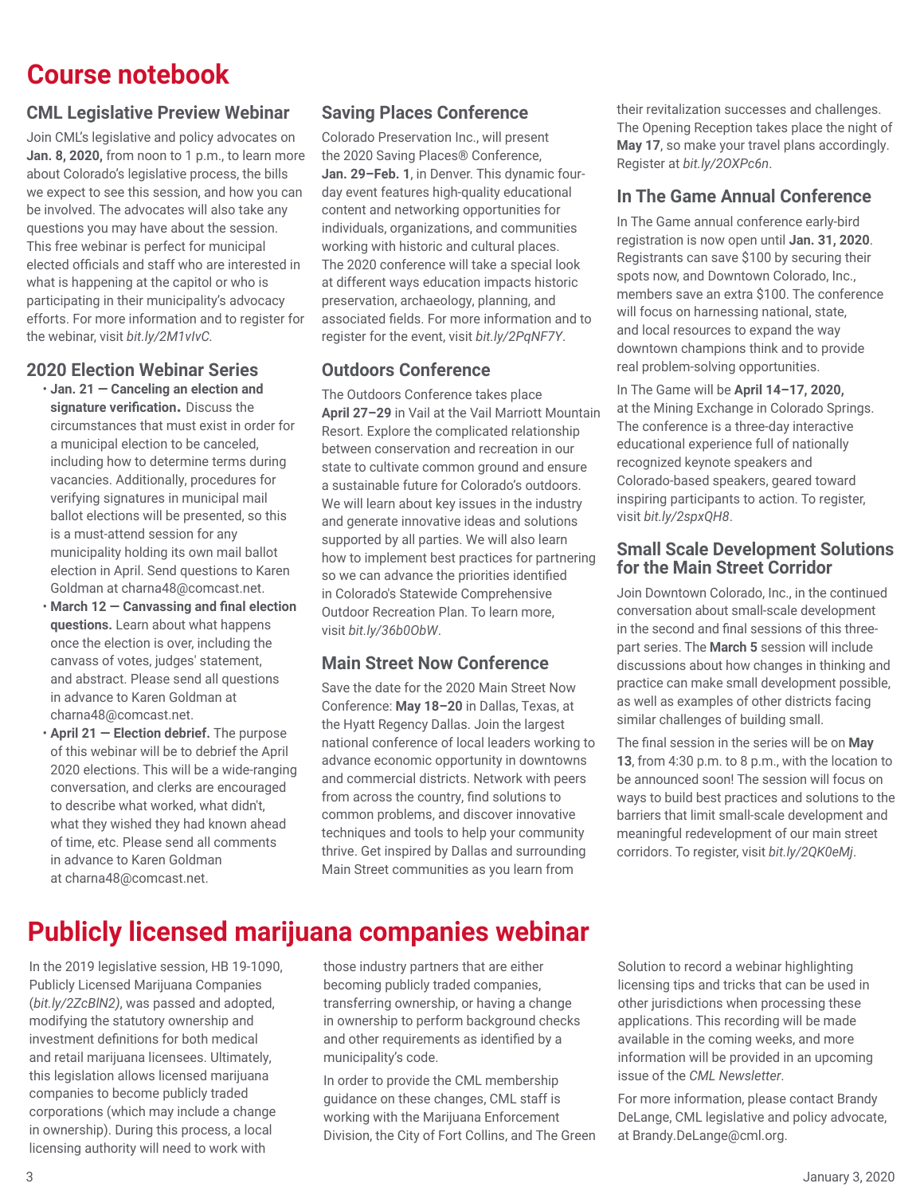# Course notebook

## CML Legislative Preview Webinar

Join CML's legislative and policy advocates on **Jan. 8, 2020,** from noon to 1 p.m., to learn more about Colorado's legislative process, the bills we expect to see this session, and how you can be involved. The advocates will also take any questions you may have about the session. This free webinar is perfect for municipal elected officials and staff who are interested in what is happening at the capitol or who is participating in their municipality's advocacy efforts. For more information and to register for the webinar, visit *bit.ly/2M1vIvC.*

## 2020 Election Webinar Series

- **Jan. 21 — Canceling an election and signature verification.** Discuss the circumstances that must exist in order for a municipal election to be canceled, including how to determine terms during vacancies. Additionally, procedures for verifying signatures in municipal mail ballot elections will be presented, so this is a must-attend session for any municipality holding its own mail ballot election in April. Send questions to Karen Goldman at charna48@comcast.net.
- **March 12 — Canvassing and final election questions.** Learn about what happens once the election is over, including the canvass of votes, judges' statement, and abstract. Please send all questions in advance to Karen Goldman at charna48@comcast.net.
- **April 21 — Election debrief.** The purpose of this webinar will be to debrief the April 2020 elections. This will be a wide-ranging conversation, and clerks are encouraged to describe what worked, what didn't, what they wished they had known ahead of time, etc. Please send all comments in advance to Karen Goldman at charna48@comcast.net.

## Saving Places Conference

Colorado Preservation Inc., will present the 2020 Saving Places® Conference, **Jan. 29–Feb. 1**, in Denver. This dynamic four-day event features high-quality educational content and networking opportunities for individuals, organizations, and communities working with historic and cultural places. The 2020 conference will take a special look at different ways education impacts historic preservation, archaeology, planning, and associated fields. For more information and to register for the event, visit *bit.ly/2PqNF7Y*.

## Outdoors Conference

The Outdoors Conference takes place **April 27–29** in Vail at the Vail Marriott Mountain Resort. Explore the complicated relationship between conservation and recreation in our state to cultivate common ground and ensure a sustainable future for Colorado's outdoors. We will learn about key issues in the industry and generate innovative ideas and solutions supported by all parties. We will also learn how to implement best practices for partnering so we can advance the priorities identified in Colorado's Statewide Comprehensive Outdoor Recreation Plan. To learn more, visit *bit.ly/36b0ObW*.

## Main Street Now Conference

Save the date for the 2020 Main Street Now Conference: **May 18–20** in Dallas, Texas, at the Hyatt Regency Dallas. Join the largest national conference of local leaders working to advance economic opportunity in downtowns and commercial districts. Network with peers from across the country, find solutions to common problems, and discover innovative techniques and tools to help your community thrive. Get inspired by Dallas and surrounding Main Street communities as you learn from their revitalization successes and challenges. The Opening Reception takes place the night of **May 17**, so make your travel plans accordingly. Register at *bit.ly/2OXPc6n*.

## In The Game Annual Conference

In The Game annual conference early-bird registration is now open until **Jan. 31, 2020**. Registrants can save $100 by securing their spots now, and Downtown Colorado, Inc., members save an extra $100. The conference will focus on harnessing national, state, and local resources to expand the way downtown champions think and to provide real problem-solving opportunities.

In The Game will be **April 14–17, 2020,** at the Mining Exchange in Colorado Springs. The conference is a three-day interactive educational experience full of nationally recognized keynote speakers and Colorado-based speakers, geared toward inspiring participants to action. To register, visit *bit.ly/2spxQH8*.

## Small Scale Development Solutions for the Main Street Corridor

Join Downtown Colorado, Inc., in the continued conversation about small-scale development in the second and final sessions of this three-part series. The **March 5** session will include discussions about how changes in thinking and practice can make small development possible, as well as examples of other districts facing similar challenges of building small.

The final session in the series will be on **May 13**, from 4:30 p.m. to 8 p.m., with the location to be announced soon! The session will focus on ways to build best practices and solutions to the barriers that limit small-scale development and meaningful redevelopment of our main street corridors. To register, visit *bit.ly/2QK0eMj*.

# Publicly licensed marijuana companies webinar

In the 2019 legislative session, HB 19-1090, Publicly Licensed Marijuana Companies (*bit.ly/2ZcBlN2*), was passed and adopted, modifying the statutory ownership and investment definitions for both medical and retail marijuana licensees. Ultimately, this legislation allows licensed marijuana companies to become publicly traded corporations (which may include a change in ownership). During this process, a local licensing authority will need to work with those industry partners that are either becoming publicly traded companies, transferring ownership, or having a change in ownership to perform background checks and other requirements as identified by a municipality's code.

In order to provide the CML membership guidance on these changes, CML staff is working with the Marijuana Enforcement Division, the City of Fort Collins, and The Green Solution to record a webinar highlighting licensing tips and tricks that can be used in other jurisdictions when processing these applications. This recording will be made available in the coming weeks, and more information will be provided in an upcoming issue of the *CML Newsletter*.

For more information, please contact Brandy DeLange, CML legislative and policy advocate, at Brandy.DeLange@cml.org.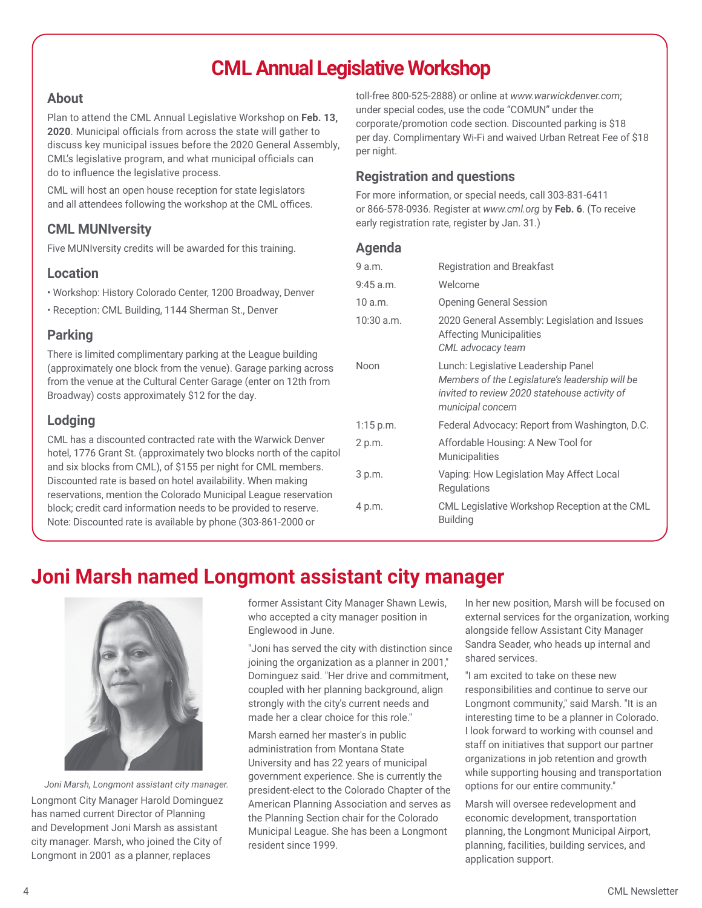# CML Annual Legislative Workshop

## About

Plan to attend the CML Annual Legislative Workshop on **Feb. 13, 2020**. Municipal officials from across the state will gather to discuss key municipal issues before the 2020 General Assembly, CML's legislative program, and what municipal officials can do to influence the legislative process.

CML will host an open house reception for state legislators and all attendees following the workshop at the CML offices.

## CML MUNIversity

Five MUNIversity credits will be awarded for this training.

## Location

- Workshop: History Colorado Center, 1200 Broadway, Denver
- Reception: CML Building, 1144 Sherman St., Denver

## Parking

There is limited complimentary parking at the League building (approximately one block from the venue). Garage parking across from the venue at the Cultural Center Garage (enter on 12th from Broadway) costs approximately $12 for the day.

## Lodging

CML has a discounted contracted rate with the Warwick Denver hotel, 1776 Grant St. (approximately two blocks north of the capitol and six blocks from CML), of $155 per night for CML members. Discounted rate is based on hotel availability. When making reservations, mention the Colorado Municipal League reservation block; credit card information needs to be provided to reserve. Note: Discounted rate is available by phone (303-861-2000 or toll-free 800-525-2888) or online at *www.warwickdenver.com*; under special codes, use the code "COMUN" under the corporate/promotion code section. Discounted parking is $18 per day. Complimentary Wi-Fi and waived Urban Retreat Fee of $18 per night.

## Registration and questions

For more information, or special needs, call 303-831-6411 or 866-578-0936. Register at *www.cml.org* by **Feb. 6**. (To receive early registration rate, register by Jan. 31.)

## Agenda

| | |
|---|---|
| 9 a.m. | Registration and Breakfast |
| 9:45 a.m. | Welcome |
| 10 a.m. | Opening General Session |
| 10:30 a.m. | 2020 General Assembly: Legislation and Issues Affecting Municipalities *CML advocacy team* |
| Noon | Lunch: Legislative Leadership Panel *Members of the Legislature's leadership will be invited to review 2020 statehouse activity of municipal concern* |
| 1:15 p.m. | Federal Advocacy: Report from Washington, D.C. |
| 2 p.m. | Affordable Housing: A New Tool for Municipalities |
| 3 p.m. | Vaping: How Legislation May Affect Local Regulations |
| 4 p.m. | CML Legislative Workshop Reception at the CML Building |

# Joni Marsh named Longmont assistant city manager

*Joni Marsh, Longmont assistant city manager.*

Longmont City Manager Harold Dominguez has named current Director of Planning and Development Joni Marsh as assistant city manager. Marsh, who joined the City of Longmont in 2001 as a planner, replaces former Assistant City Manager Shawn Lewis, who accepted a city manager position in Englewood in June.

"Joni has served the city with distinction since joining the organization as a planner in 2001," Dominguez said. "Her drive and commitment, coupled with her planning background, align strongly with the city's current needs and made her a clear choice for this role."

Marsh earned her master's in public administration from Montana State University and has 22 years of municipal government experience. She is currently the president-elect to the Colorado Chapter of the American Planning Association and serves as the Planning Section chair for the Colorado Municipal League. She has been a Longmont resident since 1999.

In her new position, Marsh will be focused on external services for the organization, working alongside fellow Assistant City Manager Sandra Seader, who heads up internal and shared services.

"I am excited to take on these new responsibilities and continue to serve our Longmont community," said Marsh. "It is an interesting time to be a planner in Colorado. I look forward to working with counsel and staff on initiatives that support our partner organizations in job retention and growth while supporting housing and transportation options for our entire community."

Marsh will oversee redevelopment and economic development, transportation planning, the Longmont Municipal Airport, planning, facilities, building services, and application support.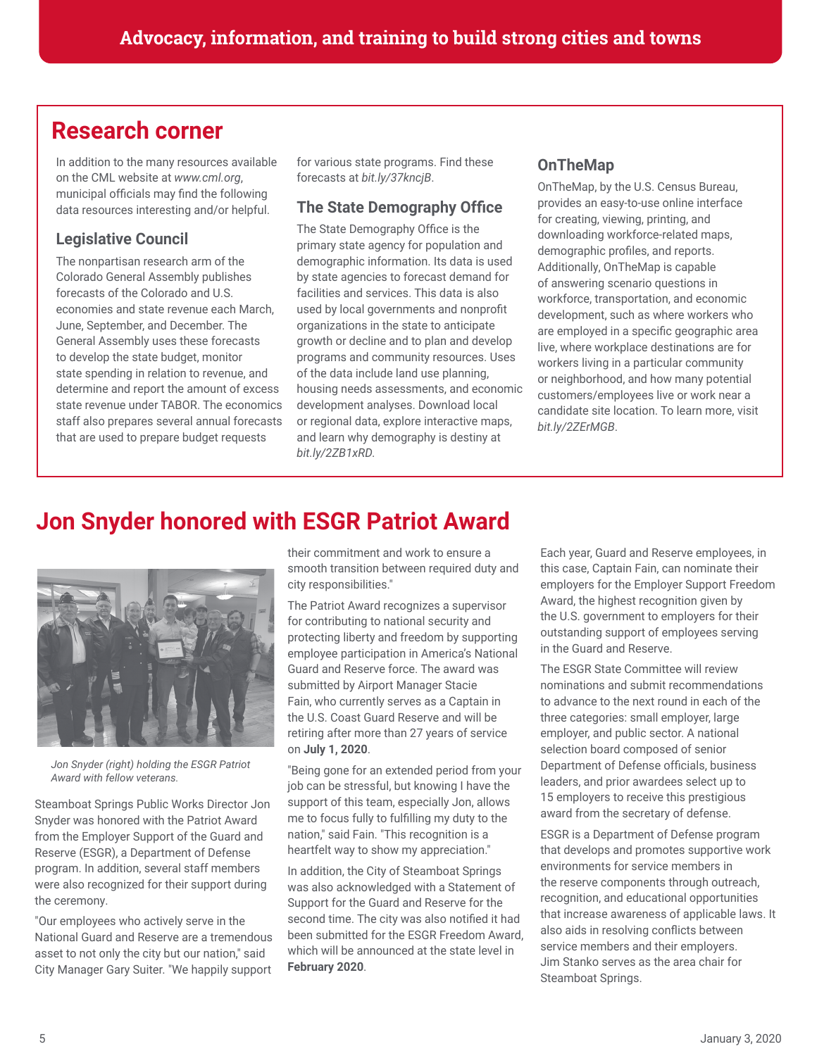Advocacy, information, and training to build strong cities and towns

# Research corner

In addition to the many resources available on the CML website at *www.cml.org*, municipal officials may find the following data resources interesting and/or helpful.

### Legislative Council

The nonpartisan research arm of the Colorado General Assembly publishes forecasts of the Colorado and U.S. economies and state revenue each March, June, September, and December. The General Assembly uses these forecasts to develop the state budget, monitor state spending in relation to revenue, and determine and report the amount of excess state revenue under TABOR. The economics staff also prepares several annual forecasts that are used to prepare budget requests for various state programs. Find these forecasts at *bit.ly/37kncjB*.

### The State Demography Office

The State Demography Office is the primary state agency for population and demographic information. Its data is used by state agencies to forecast demand for facilities and services. This data is also used by local governments and nonprofit organizations in the state to anticipate growth or decline and to plan and develop programs and community resources. Uses of the data include land use planning, housing needs assessments, and economic development analyses. Download local or regional data, explore interactive maps, and learn why demography is destiny at *bit.ly/2ZB1xRD*.

### OnTheMap

OnTheMap, by the U.S. Census Bureau, provides an easy-to-use online interface for creating, viewing, printing, and downloading workforce-related maps, demographic profiles, and reports. Additionally, OnTheMap is capable of answering scenario questions in workforce, transportation, and economic development, such as where workers who are employed in a specific geographic area live, where workplace destinations are for workers living in a particular community or neighborhood, and how many potential customers/employees live or work near a candidate site location. To learn more, visit *bit.ly/2ZErMGB*.

# Jon Snyder honored with ESGR Patriot Award

*Jon Snyder (right) holding the ESGR Patriot Award with fellow veterans.*

Steamboat Springs Public Works Director Jon Snyder was honored with the Patriot Award from the Employer Support of the Guard and Reserve (ESGR), a Department of Defense program. In addition, several staff members were also recognized for their support during the ceremony.

"Our employees who actively serve in the National Guard and Reserve are a tremendous asset to not only the city but our nation," said City Manager Gary Suiter. "We happily support their commitment and work to ensure a smooth transition between required duty and city responsibilities."

The Patriot Award recognizes a supervisor for contributing to national security and protecting liberty and freedom by supporting employee participation in America's National Guard and Reserve force. The award was submitted by Airport Manager Stacie Fain, who currently serves as a Captain in the U.S. Coast Guard Reserve and will be retiring after more than 27 years of service on **July 1, 2020**.

"Being gone for an extended period from your job can be stressful, but knowing I have the support of this team, especially Jon, allows me to focus fully to fulfilling my duty to the nation," said Fain. "This recognition is a heartfelt way to show my appreciation."

In addition, the City of Steamboat Springs was also acknowledged with a Statement of Support for the Guard and Reserve for the second time. The city was also notified it had been submitted for the ESGR Freedom Award, which will be announced at the state level in **February 2020**.

Each year, Guard and Reserve employees, in this case, Captain Fain, can nominate their employers for the Employer Support Freedom Award, the highest recognition given by the U.S. government to employers for their outstanding support of employees serving in the Guard and Reserve.

The ESGR State Committee will review nominations and submit recommendations to advance to the next round in each of the three categories: small employer, large employer, and public sector. A national selection board composed of senior Department of Defense officials, business leaders, and prior awardees select up to 15 employers to receive this prestigious award from the secretary of defense.

ESGR is a Department of Defense program that develops and promotes supportive work environments for service members in the reserve components through outreach, recognition, and educational opportunities that increase awareness of applicable laws. It also aids in resolving conflicts between service members and their employers. Jim Stanko serves as the area chair for Steamboat Springs.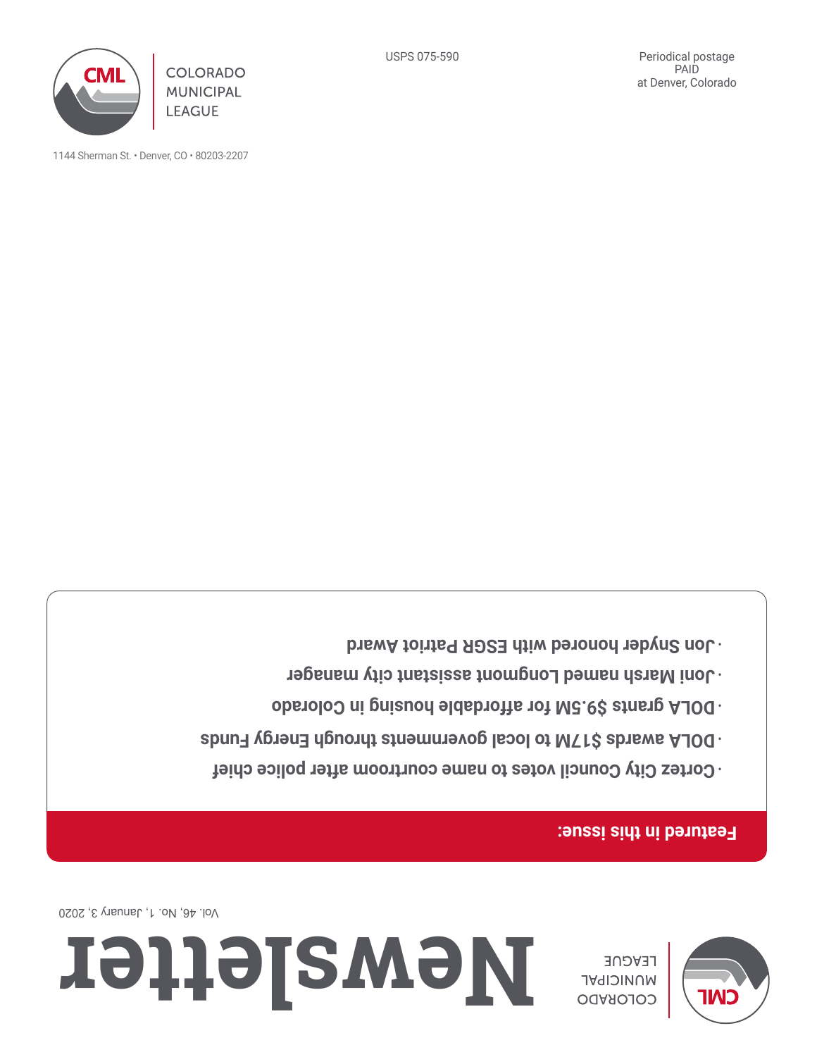COLORADO MUNICIPAL LEAGUE

1144 Sherman St. • Denver, CO • 80203-2207

USPS 075-590

Periodical postage
PAID
at Denver, Colorado

COLORADO MUNICIPAL LEAGUE

# Newsletter

Vol. 46, No. 1, January 3, 2020

**Featured in this issue:**

- **Cortez City Council votes to name courtroom after police chief**
- **DOLA awards $17M to local governments through Energy Funds**
- **DOLA grants $9.5M for affordable housing in Colorado**
- **Joni Marsh named Longmont assistant city manager**
- **Jon Snyder honored with ESGR Patriot Award**